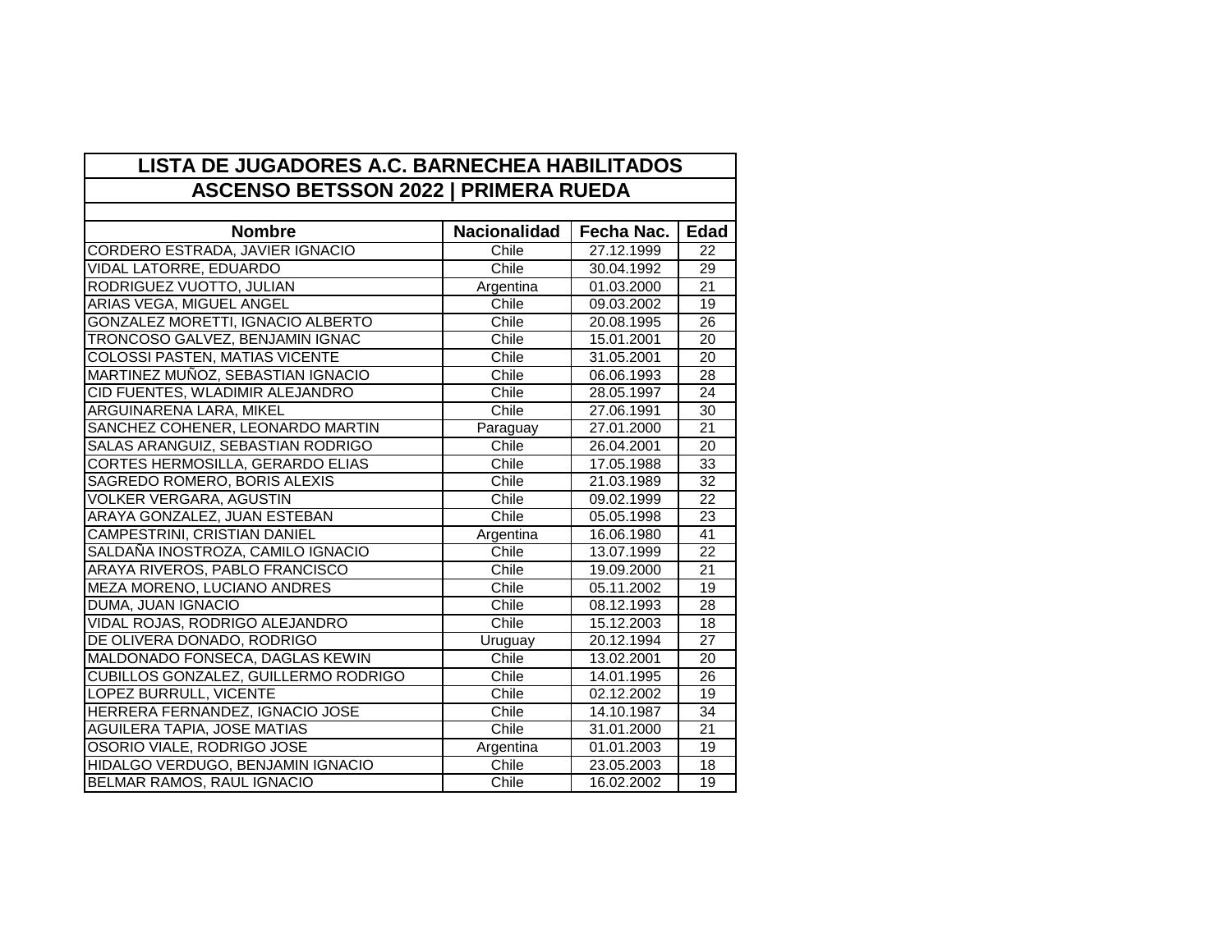# LISTA DE JUGADORES A.C. BARNECHEA HABILITADOS

## ASCENSO BETSSON 2022 | PRIMERA RUEDA

| Nombre | Nacionalidad | Fecha Nac. | Edad |
|---|---|---|---|
| CORDERO ESTRADA, JAVIER IGNACIO | Chile | 27.12.1999 | 22 |
| VIDAL LATORRE, EDUARDO | Chile | 30.04.1992 | 29 |
| RODRIGUEZ VUOTTO, JULIAN | Argentina | 01.03.2000 | 21 |
| ARIAS VEGA, MIGUEL ANGEL | Chile | 09.03.2002 | 19 |
| GONZALEZ MORETTI, IGNACIO ALBERTO | Chile | 20.08.1995 | 26 |
| TRONCOSO GALVEZ, BENJAMIN IGNAC | Chile | 15.01.2001 | 20 |
| COLOSSI PASTEN, MATIAS VICENTE | Chile | 31.05.2001 | 20 |
| MARTINEZ MUÑOZ, SEBASTIAN IGNACIO | Chile | 06.06.1993 | 28 |
| CID FUENTES, WLADIMIR ALEJANDRO | Chile | 28.05.1997 | 24 |
| ARGUINARENA LARA, MIKEL | Chile | 27.06.1991 | 30 |
| SANCHEZ COHENER, LEONARDO MARTIN | Paraguay | 27.01.2000 | 21 |
| SALAS ARANGUIZ, SEBASTIAN RODRIGO | Chile | 26.04.2001 | 20 |
| CORTES HERMOSILLA, GERARDO ELIAS | Chile | 17.05.1988 | 33 |
| SAGREDO ROMERO, BORIS ALEXIS | Chile | 21.03.1989 | 32 |
| VOLKER VERGARA, AGUSTIN | Chile | 09.02.1999 | 22 |
| ARAYA GONZALEZ, JUAN ESTEBAN | Chile | 05.05.1998 | 23 |
| CAMPESTRINI, CRISTIAN DANIEL | Argentina | 16.06.1980 | 41 |
| SALDAÑA INOSTROZA, CAMILO IGNACIO | Chile | 13.07.1999 | 22 |
| ARAYA RIVEROS, PABLO FRANCISCO | Chile | 19.09.2000 | 21 |
| MEZA MORENO, LUCIANO ANDRES | Chile | 05.11.2002 | 19 |
| DUMA, JUAN IGNACIO | Chile | 08.12.1993 | 28 |
| VIDAL ROJAS, RODRIGO ALEJANDRO | Chile | 15.12.2003 | 18 |
| DE OLIVERA DONADO, RODRIGO | Uruguay | 20.12.1994 | 27 |
| MALDONADO FONSECA, DAGLAS KEWIN | Chile | 13.02.2001 | 20 |
| CUBILLOS GONZALEZ, GUILLERMO RODRIGO | Chile | 14.01.1995 | 26 |
| LOPEZ BURRULL, VICENTE | Chile | 02.12.2002 | 19 |
| HERRERA FERNANDEZ, IGNACIO JOSE | Chile | 14.10.1987 | 34 |
| AGUILERA TAPIA, JOSE MATIAS | Chile | 31.01.2000 | 21 |
| OSORIO VIALE, RODRIGO JOSE | Argentina | 01.01.2003 | 19 |
| HIDALGO VERDUGO, BENJAMIN IGNACIO | Chile | 23.05.2003 | 18 |
| BELMAR RAMOS, RAUL IGNACIO | Chile | 16.02.2002 | 19 |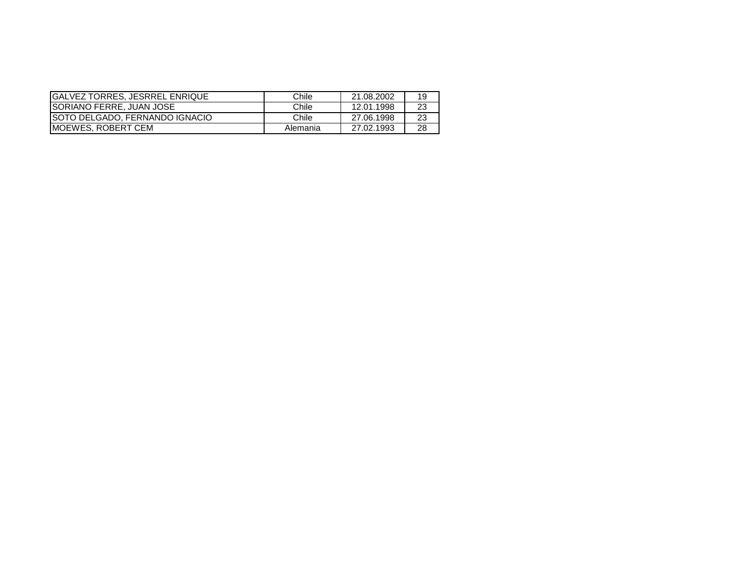| | | | |
|---|---|---|---|
| GALVEZ TORRES, JESRREL ENRIQUE | Chile | 21.08.2002 | 19 |
| SORIANO FERRE, JUAN JOSE | Chile | 12.01.1998 | 23 |
| SOTO DELGADO, FERNANDO IGNACIO | Chile | 27.06.1998 | 23 |
| MOEWES, ROBERT CEM | Alemania | 27.02.1993 | 28 |